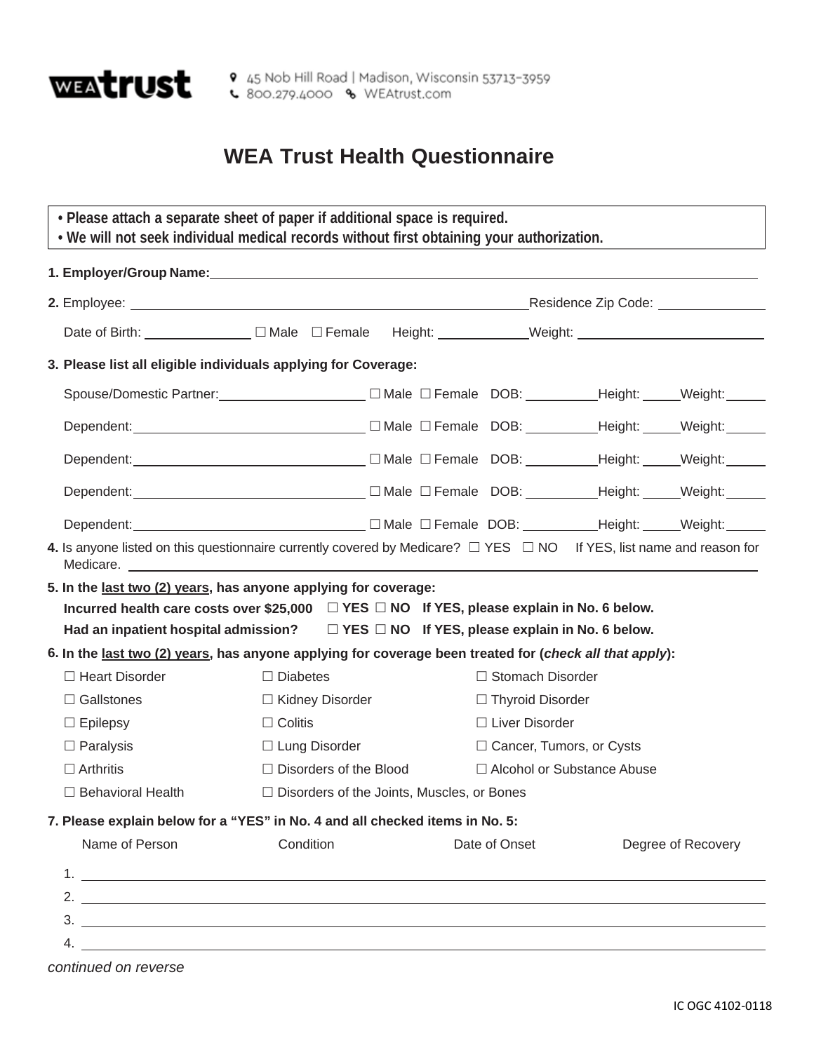WEAtrust

45 Nob Hill Road | Madison, Wisconsin 53713-3959
800.279.4000 WEAtrust.com

# WEA Trust Health Questionnaire

- **Please attach a separate sheet of paper if additional space is required.**
- **We will not seek individual medical records without first obtaining your authorization.**

**1. Employer/Group Name:** ____________________

**2.** Employee: ____________________ Residence Zip Code: __________

Date of Birth: __________ ☐ Male ☐ Female Height: __________ Weight: __________

**3. Please list all eligible individuals applying for Coverage:**

Spouse/Domestic Partner: ____________________ ☐ Male ☐ Female DOB: ______ Height: ____ Weight: ____

Dependent: ____________________ ☐ Male ☐ Female DOB: ______ Height: ____ Weight: ____

Dependent: ____________________ ☐ Male ☐ Female DOB: ______ Height: ____ Weight: ____

Dependent: ____________________ ☐ Male ☐ Female DOB: ______ Height: ____ Weight: ____

Dependent: ____________________ ☐ Male ☐ Female DOB: ______ Height: ____ Weight: ____

**4.** Is anyone listed on this questionnaire currently covered by Medicare? ☐ YES ☐ NO If YES, list name and reason for Medicare. ____________________

**5. In the <u>last two (2) years</u>, has anyone applying for coverage:**

**Incurred health care costs over $25,000 ☐ YES ☐ NO If YES, please explain in No. 6 below.**

**Had an inpatient hospital admission? ☐ YES ☐ NO If YES, please explain in No. 6 below.**

**6. In the <u>last two (2) years</u>, has anyone applying for coverage been treated for (*check all that apply*):**

| | | |
|---|---|---|
| ☐ Heart Disorder | ☐ Diabetes | ☐ Stomach Disorder |
| ☐ Gallstones | ☐ Kidney Disorder | ☐ Thyroid Disorder |
| ☐ Epilepsy | ☐ Colitis | ☐ Liver Disorder |
| ☐ Paralysis | ☐ Lung Disorder | ☐ Cancer, Tumors, or Cysts |
| ☐ Arthritis | ☐ Disorders of the Blood | ☐ Alcohol or Substance Abuse |
| ☐ Behavioral Health | ☐ Disorders of the Joints, Muscles, or Bones | |

**7. Please explain below for a "YES" in No. 4 and all checked items in No. 5:**

| | Name of Person | Condition | Date of Onset | Degree of Recovery |
|---|---|---|---|---|
| 1. | | | | |
| 2. | | | | |
| 3. | | | | |
| 4. | | | | |

*continued on reverse*

IC OGC 4102-0118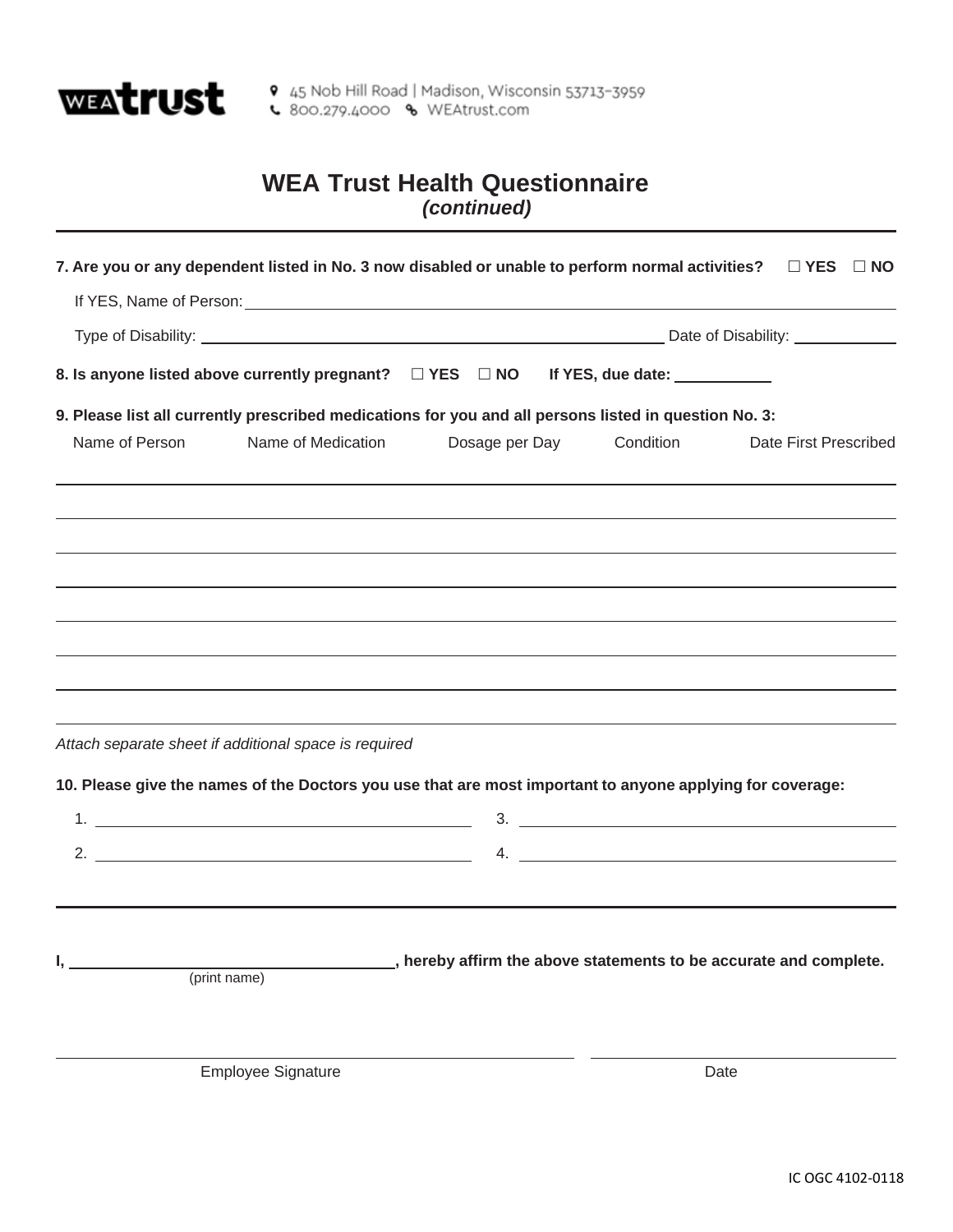WEA trust

45 Nob Hill Road | Madison, Wisconsin 53713-3959
800.279.4000 WEAtrust.com

# WEA Trust Health Questionnaire
***(continued)***

**7. Are you or any dependent listed in No. 3 now disabled or unable to perform normal activities?** ☐ **YES** ☐ **NO**

If YES, Name of Person: \_\_\_\_\_\_\_\_\_\_\_\_\_\_\_\_\_\_\_\_\_\_\_\_\_\_\_\_\_\_

Type of Disability: \_\_\_\_\_\_\_\_\_\_\_\_\_\_\_\_\_\_\_\_\_\_\_\_ Date of Disability: \_\_\_\_\_\_\_\_\_\_

**8. Is anyone listed above currently pregnant?** ☐ **YES** ☐ **NO** **If YES, due date:** \_\_\_\_\_\_\_\_\_\_

**9. Please list all currently prescribed medications for you and all persons listed in question No. 3:**

| Name of Person | Name of Medication | Dosage per Day | Condition | Date First Prescribed |
|---|---|---|---|---|
| | | | | |
| | | | | |
| | | | | |
| | | | | |
| | | | | |
| | | | | |
| | | | | |
| | | | | |

*Attach separate sheet if additional space is required*

**10. Please give the names of the Doctors you use that are most important to anyone applying for coverage:**

1. \_\_\_\_\_\_\_\_\_\_\_\_\_\_\_\_\_\_\_\_
2. \_\_\_\_\_\_\_\_\_\_\_\_\_\_\_\_\_\_\_\_
3. \_\_\_\_\_\_\_\_\_\_\_\_\_\_\_\_\_\_\_\_
4. \_\_\_\_\_\_\_\_\_\_\_\_\_\_\_\_\_\_\_\_

**I,** \_\_\_\_\_\_\_\_\_\_\_\_\_\_\_\_\_\_\_\_ **, hereby affirm the above statements to be accurate and complete.**
(print name)

\_\_\_\_\_\_\_\_\_\_\_\_\_\_\_\_\_\_\_\_ \_\_\_\_\_\_\_\_\_\_\_\_\_\_\_\_\_\_\_\_
Employee Signature Date

IC OGC 4102-0118